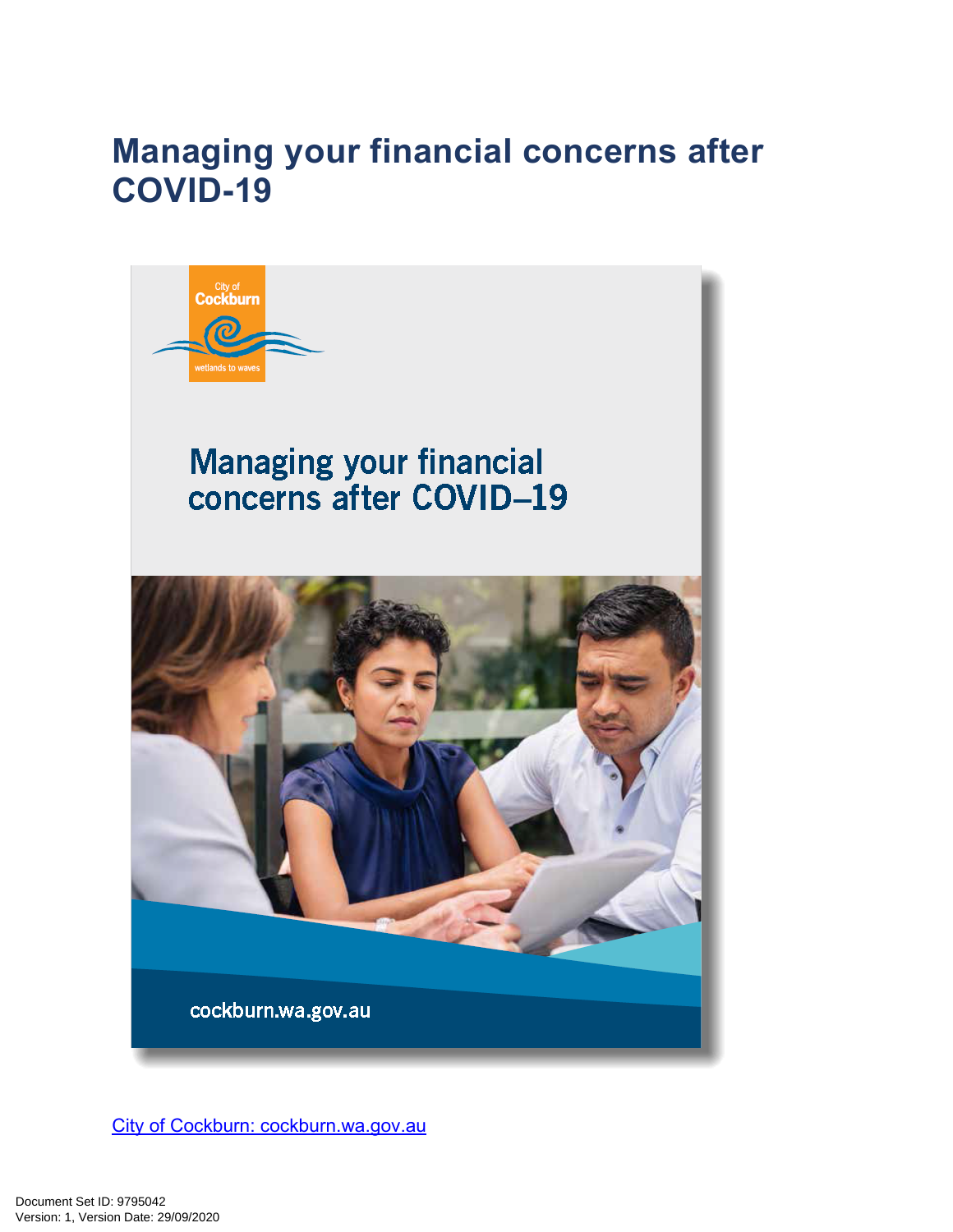# Managing your financial concerns after COVID-19

City of Cockburn

wetlands to waves

Managing your financial concerns after COVID–19

cockburn.wa.gov.au

[City of Cockburn: cockburn.wa.gov.au](https://www.cockburn.wa.gov.au)

Document Set ID: 9795042
Version: 1, Version Date: 29/09/2020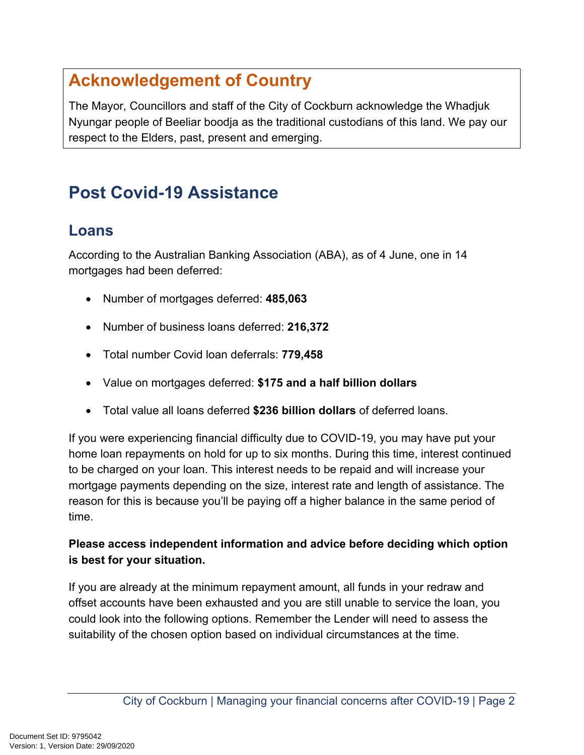## Acknowledgement of Country

The Mayor, Councillors and staff of the City of Cockburn acknowledge the Whadjuk Nyungar people of Beeliar boodja as the traditional custodians of this land. We pay our respect to the Elders, past, present and emerging.

# Post Covid-19 Assistance

## Loans

According to the Australian Banking Association (ABA), as of 4 June, one in 14 mortgages had been deferred:

- Number of mortgages deferred: **485,063**
- Number of business loans deferred: **216,372**
- Total number Covid loan deferrals: **779,458**
- Value on mortgages deferred: **$175 and a half billion dollars**
- Total value all loans deferred **$236 billion dollars** of deferred loans.

If you were experiencing financial difficulty due to COVID-19, you may have put your home loan repayments on hold for up to six months. During this time, interest continued to be charged on your loan. This interest needs to be repaid and will increase your mortgage payments depending on the size, interest rate and length of assistance. The reason for this is because you'll be paying off a higher balance in the same period of time.

**Please access independent information and advice before deciding which option is best for your situation.**

If you are already at the minimum repayment amount, all funds in your redraw and offset accounts have been exhausted and you are still unable to service the loan, you could look into the following options. Remember the Lender will need to assess the suitability of the chosen option based on individual circumstances at the time.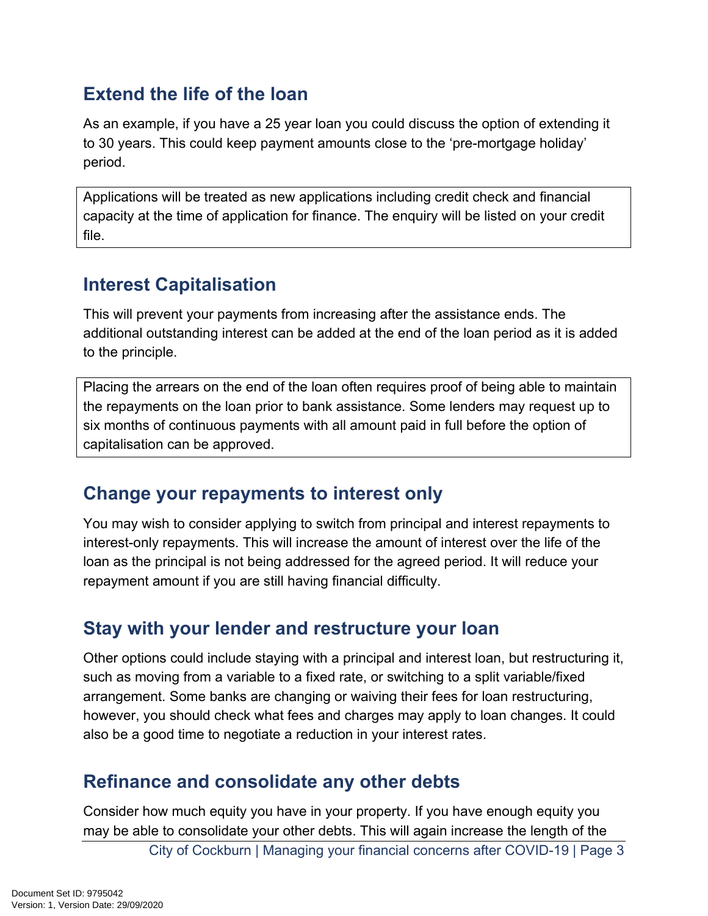## Extend the life of the loan

As an example, if you have a 25 year loan you could discuss the option of extending it to 30 years. This could keep payment amounts close to the 'pre-mortgage holiday' period.

> Applications will be treated as new applications including credit check and financial capacity at the time of application for finance. The enquiry will be listed on your credit file.

## Interest Capitalisation

This will prevent your payments from increasing after the assistance ends. The additional outstanding interest can be added at the end of the loan period as it is added to the principle.

> Placing the arrears on the end of the loan often requires proof of being able to maintain the repayments on the loan prior to bank assistance. Some lenders may request up to six months of continuous payments with all amount paid in full before the option of capitalisation can be approved.

## Change your repayments to interest only

You may wish to consider applying to switch from principal and interest repayments to interest-only repayments. This will increase the amount of interest over the life of the loan as the principal is not being addressed for the agreed period. It will reduce your repayment amount if you are still having financial difficulty.

## Stay with your lender and restructure your loan

Other options could include staying with a principal and interest loan, but restructuring it, such as moving from a variable to a fixed rate, or switching to a split variable/fixed arrangement. Some banks are changing or waiving their fees for loan restructuring, however, you should check what fees and charges may apply to loan changes. It could also be a good time to negotiate a reduction in your interest rates.

## Refinance and consolidate any other debts

Consider how much equity you have in your property. If you have enough equity you may be able to consolidate your other debts. This will again increase the length of the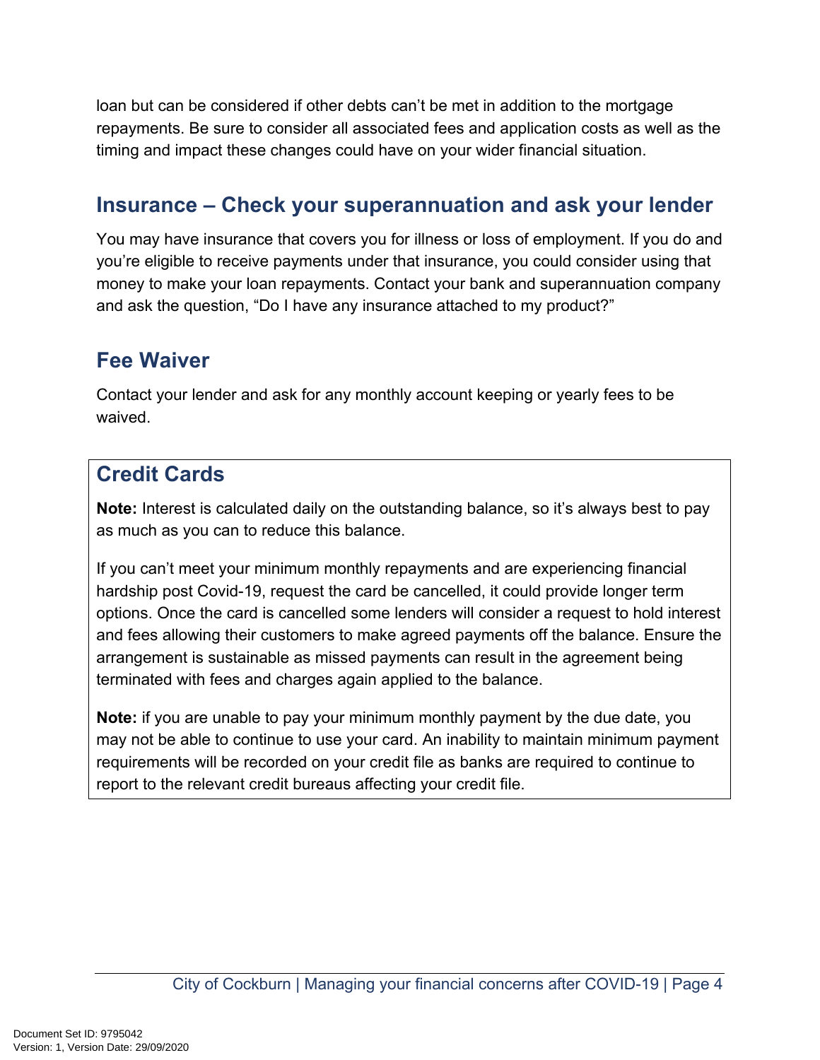loan but can be considered if other debts can't be met in addition to the mortgage repayments. Be sure to consider all associated fees and application costs as well as the timing and impact these changes could have on your wider financial situation.

## Insurance – Check your superannuation and ask your lender

You may have insurance that covers you for illness or loss of employment. If you do and you're eligible to receive payments under that insurance, you could consider using that money to make your loan repayments. Contact your bank and superannuation company and ask the question, "Do I have any insurance attached to my product?"

## Fee Waiver

Contact your lender and ask for any monthly account keeping or yearly fees to be waived.

## Credit Cards

**Note:** Interest is calculated daily on the outstanding balance, so it's always best to pay as much as you can to reduce this balance.

If you can't meet your minimum monthly repayments and are experiencing financial hardship post Covid-19, request the card be cancelled, it could provide longer term options. Once the card is cancelled some lenders will consider a request to hold interest and fees allowing their customers to make agreed payments off the balance. Ensure the arrangement is sustainable as missed payments can result in the agreement being terminated with fees and charges again applied to the balance.

**Note:** if you are unable to pay your minimum monthly payment by the due date, you may not be able to continue to use your card. An inability to maintain minimum payment requirements will be recorded on your credit file as banks are required to continue to report to the relevant credit bureaus affecting your credit file.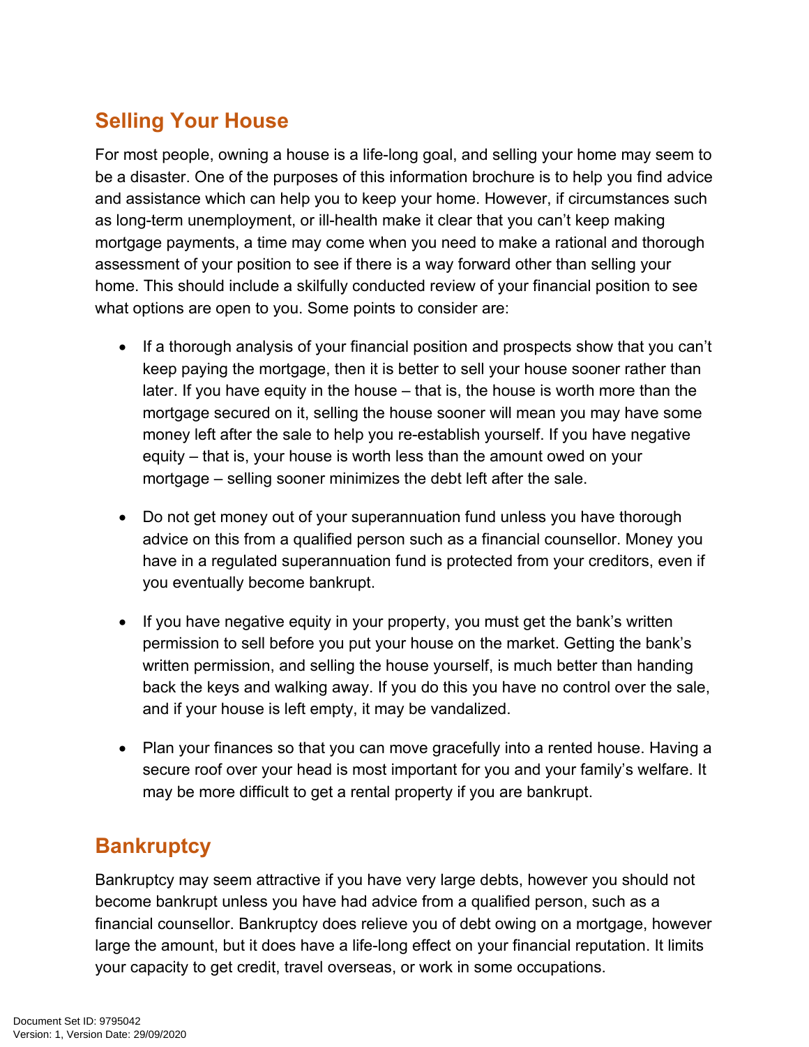## Selling Your House

For most people, owning a house is a life-long goal, and selling your home may seem to be a disaster. One of the purposes of this information brochure is to help you find advice and assistance which can help you to keep your home. However, if circumstances such as long-term unemployment, or ill-health make it clear that you can't keep making mortgage payments, a time may come when you need to make a rational and thorough assessment of your position to see if there is a way forward other than selling your home. This should include a skilfully conducted review of your financial position to see what options are open to you. Some points to consider are:

- If a thorough analysis of your financial position and prospects show that you can't keep paying the mortgage, then it is better to sell your house sooner rather than later. If you have equity in the house – that is, the house is worth more than the mortgage secured on it, selling the house sooner will mean you may have some money left after the sale to help you re-establish yourself. If you have negative equity – that is, your house is worth less than the amount owed on your mortgage – selling sooner minimizes the debt left after the sale.

- Do not get money out of your superannuation fund unless you have thorough advice on this from a qualified person such as a financial counsellor. Money you have in a regulated superannuation fund is protected from your creditors, even if you eventually become bankrupt.

- If you have negative equity in your property, you must get the bank's written permission to sell before you put your house on the market. Getting the bank's written permission, and selling the house yourself, is much better than handing back the keys and walking away. If you do this you have no control over the sale, and if your house is left empty, it may be vandalized.

- Plan your finances so that you can move gracefully into a rented house. Having a secure roof over your head is most important for you and your family's welfare. It may be more difficult to get a rental property if you are bankrupt.

## Bankruptcy

Bankruptcy may seem attractive if you have very large debts, however you should not become bankrupt unless you have had advice from a qualified person, such as a financial counsellor. Bankruptcy does relieve you of debt owing on a mortgage, however large the amount, but it does have a life-long effect on your financial reputation. It limits your capacity to get credit, travel overseas, or work in some occupations.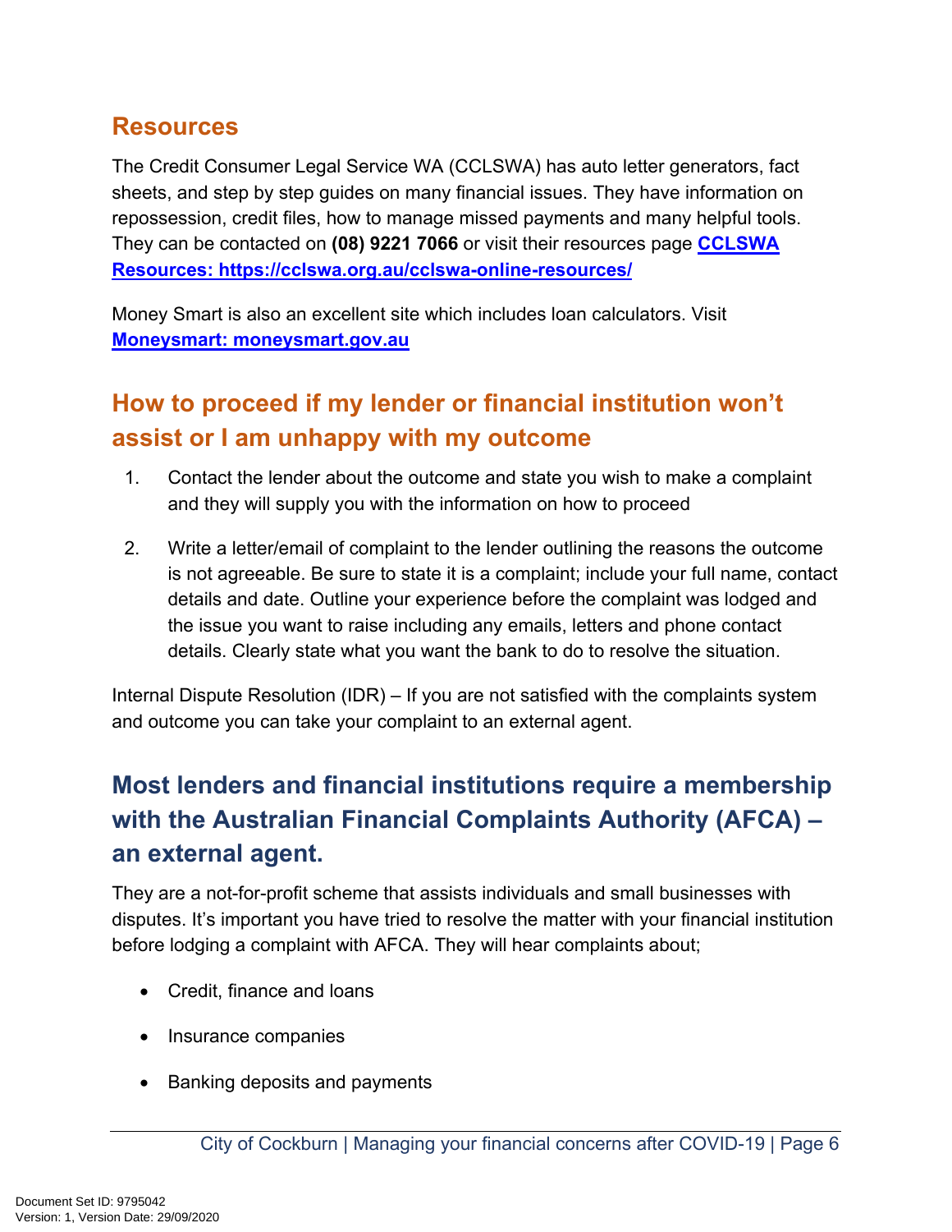## Resources

The Credit Consumer Legal Service WA (CCLSWA) has auto letter generators, fact sheets, and step by step guides on many financial issues. They have information on repossession, credit files, how to manage missed payments and many helpful tools. They can be contacted on **(08) 9221 7066** or visit their resources page **[CCLSWA Resources: https://cclswa.org.au/cclswa-online-resources/](https://cclswa.org.au/cclswa-online-resources/)**

Money Smart is also an excellent site which includes loan calculators. Visit **[Moneysmart: moneysmart.gov.au](https://moneysmart.gov.au)**

## How to proceed if my lender or financial institution won't assist or I am unhappy with my outcome

1. Contact the lender about the outcome and state you wish to make a complaint and they will supply you with the information on how to proceed
2. Write a letter/email of complaint to the lender outlining the reasons the outcome is not agreeable. Be sure to state it is a complaint; include your full name, contact details and date. Outline your experience before the complaint was lodged and the issue you want to raise including any emails, letters and phone contact details. Clearly state what you want the bank to do to resolve the situation.

Internal Dispute Resolution (IDR) – If you are not satisfied with the complaints system and outcome you can take your complaint to an external agent.

## Most lenders and financial institutions require a membership with the Australian Financial Complaints Authority (AFCA) – an external agent.

They are a not-for-profit scheme that assists individuals and small businesses with disputes. It's important you have tried to resolve the matter with your financial institution before lodging a complaint with AFCA. They will hear complaints about;

- Credit, finance and loans
- Insurance companies
- Banking deposits and payments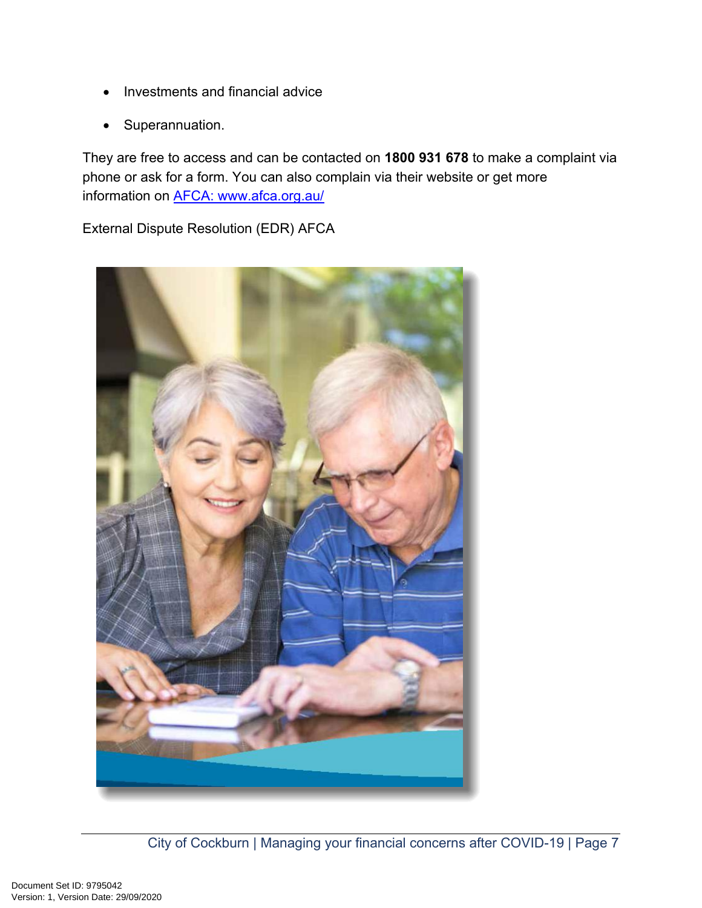- Investments and financial advice
- Superannuation.

They are free to access and can be contacted on **1800 931 678** to make a complaint via phone or ask for a form. You can also complain via their website or get more information on [AFCA: www.afca.org.au/](http://www.afca.org.au/)

External Dispute Resolution (EDR) AFCA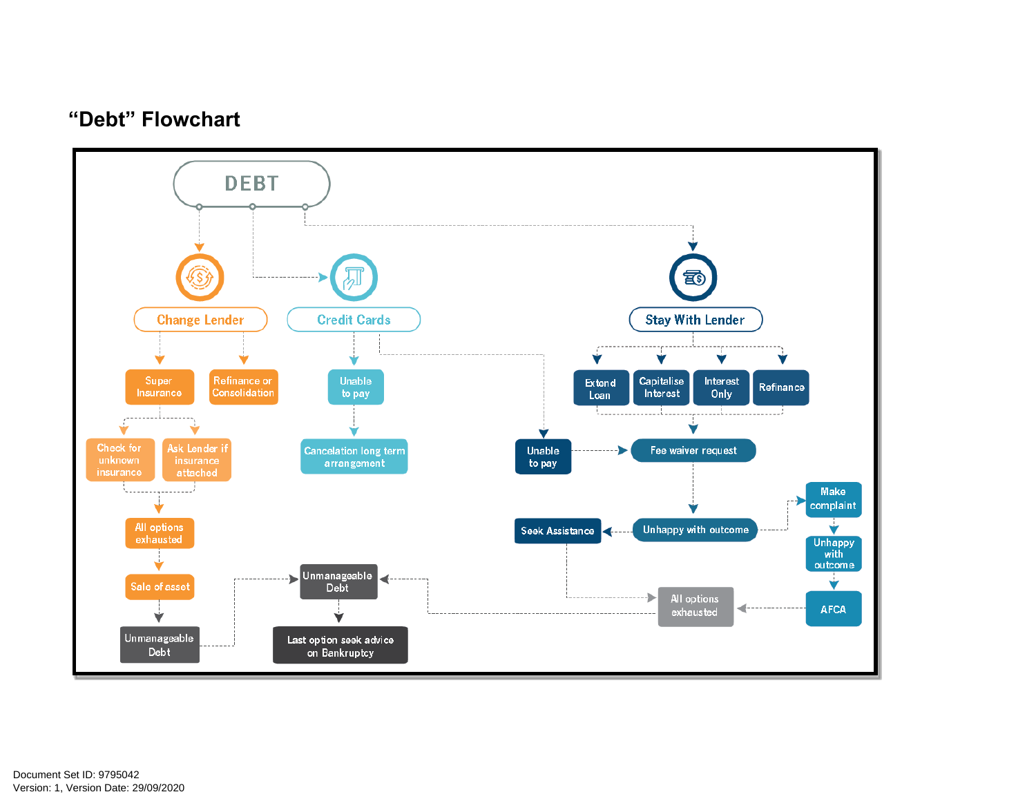## “Debt” Flowchart

DEBT

Change Lender

- Super Insurance
  - Check for unknown insurance
  - Ask Lender if insurance attached
  - All options exhausted
  - Sale of asset
  - Unmanageable Debt
- Refinance or Consolidation

Credit Cards

- Unable to pay
  - Cancelation long term arrangement
- Unable to pay

Stay With Lender

- Extend Loan
- Capitalise Interest
- Interest Only
- Refinance

Unable to pay → Fee waiver request → Unhappy with outcome

Unhappy with outcome → Seek Assistance → All options exhausted

Unhappy with outcome → Make complaint → Unhappy with outcome → AFCA → All options exhausted

All options exhausted → Unmanageable Debt → Last option seek advice on Bankruptcy

Unmanageable Debt → Unmanageable Debt → Last option seek advice on Bankruptcy

Document Set ID: 9795042
Version: 1, Version Date: 29/09/2020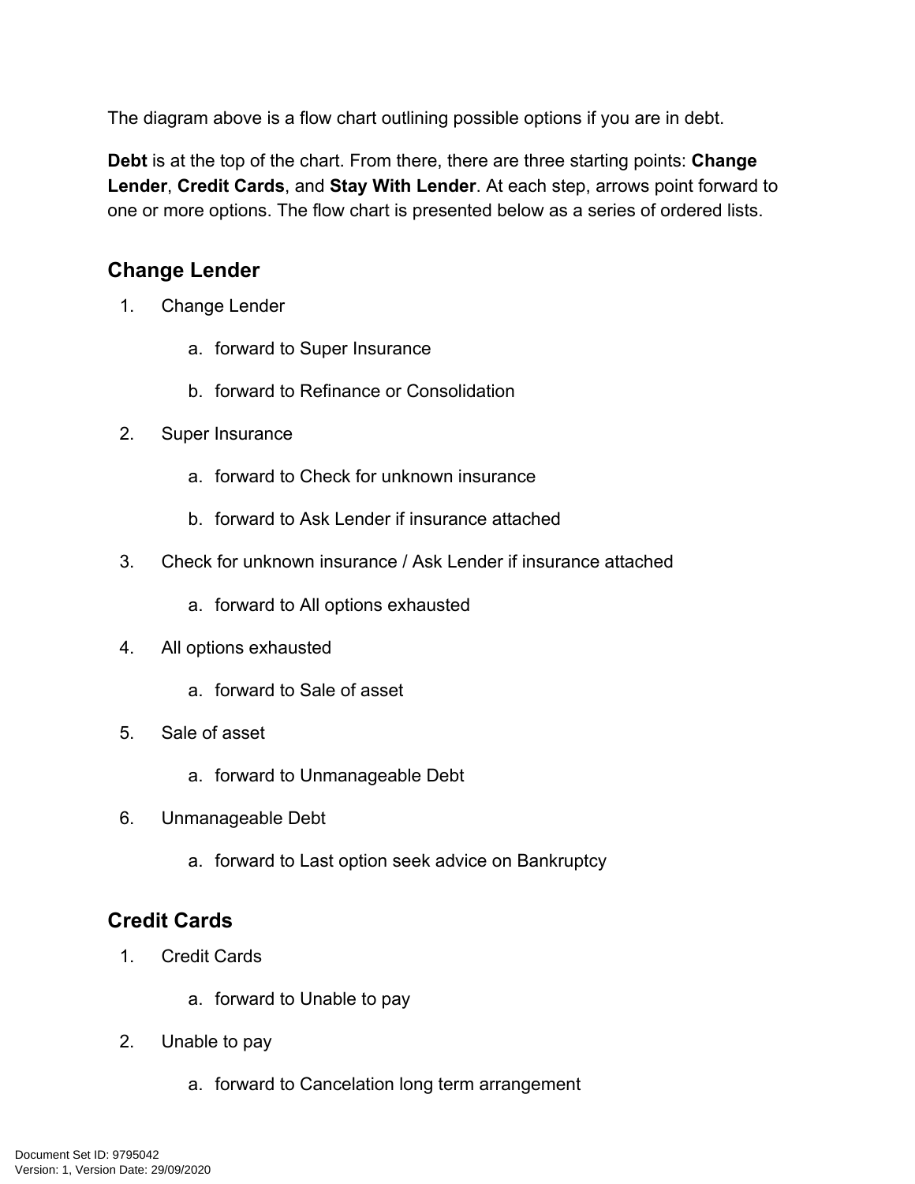The diagram above is a flow chart outlining possible options if you are in debt.

**Debt** is at the top of the chart. From there, there are three starting points: **Change Lender**, **Credit Cards**, and **Stay With Lender**. At each step, arrows point forward to one or more options. The flow chart is presented below as a series of ordered lists.

## Change Lender

1. Change Lender
   a. forward to Super Insurance
   b. forward to Refinance or Consolidation
2. Super Insurance
   a. forward to Check for unknown insurance
   b. forward to Ask Lender if insurance attached
3. Check for unknown insurance / Ask Lender if insurance attached
   a. forward to All options exhausted
4. All options exhausted
   a. forward to Sale of asset
5. Sale of asset
   a. forward to Unmanageable Debt
6. Unmanageable Debt
   a. forward to Last option seek advice on Bankruptcy

## Credit Cards

1. Credit Cards
   a. forward to Unable to pay
2. Unable to pay
   a. forward to Cancelation long term arrangement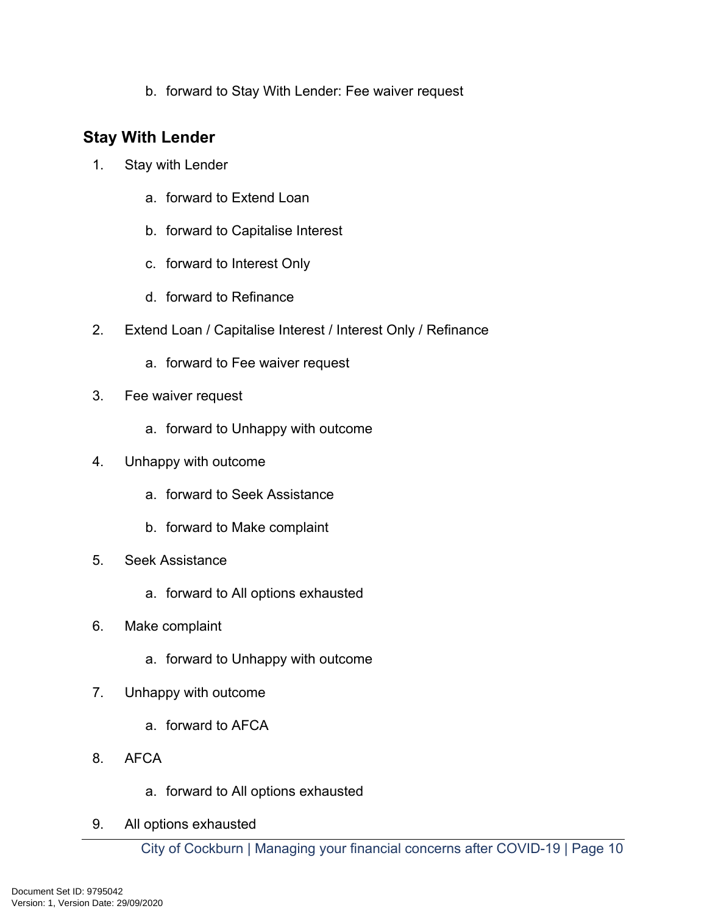b. forward to Stay With Lender: Fee waiver request

### Stay With Lender

1. Stay with Lender
   a. forward to Extend Loan
   b. forward to Capitalise Interest
   c. forward to Interest Only
   d. forward to Refinance
2. Extend Loan / Capitalise Interest / Interest Only / Refinance
   a. forward to Fee waiver request
3. Fee waiver request
   a. forward to Unhappy with outcome
4. Unhappy with outcome
   a. forward to Seek Assistance
   b. forward to Make complaint
5. Seek Assistance
   a. forward to All options exhausted
6. Make complaint
   a. forward to Unhappy with outcome
7. Unhappy with outcome
   a. forward to AFCA
8. AFCA
   a. forward to All options exhausted
9. All options exhausted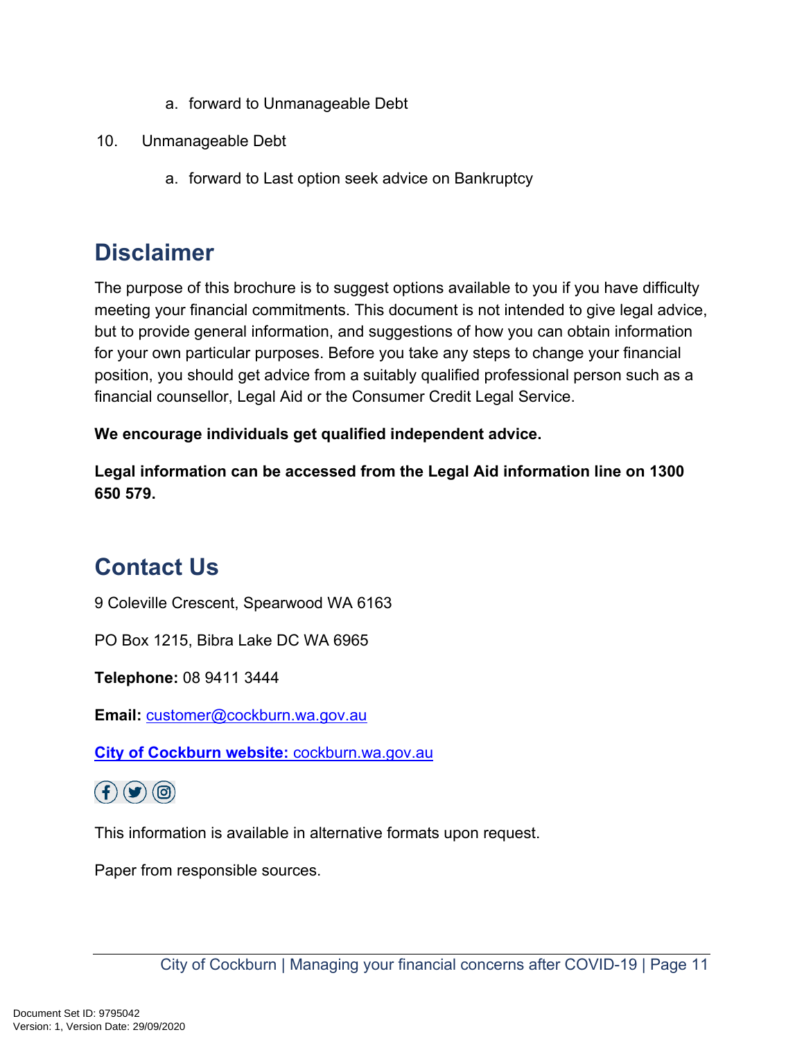a. forward to Unmanageable Debt

10. Unmanageable Debt

   a. forward to Last option seek advice on Bankruptcy

## Disclaimer

The purpose of this brochure is to suggest options available to you if you have difficulty meeting your financial commitments. This document is not intended to give legal advice, but to provide general information, and suggestions of how you can obtain information for your own particular purposes. Before you take any steps to change your financial position, you should get advice from a suitably qualified professional person such as a financial counsellor, Legal Aid or the Consumer Credit Legal Service.

**We encourage individuals get qualified independent advice.**

**Legal information can be accessed from the Legal Aid information line on 1300 650 579.**

## Contact Us

9 Coleville Crescent, Spearwood WA 6163

PO Box 1215, Bibra Lake DC WA 6965

**Telephone:** 08 9411 3444

**Email:** customer@cockburn.wa.gov.au

**City of Cockburn website:** cockburn.wa.gov.au

This information is available in alternative formats upon request.

Paper from responsible sources.